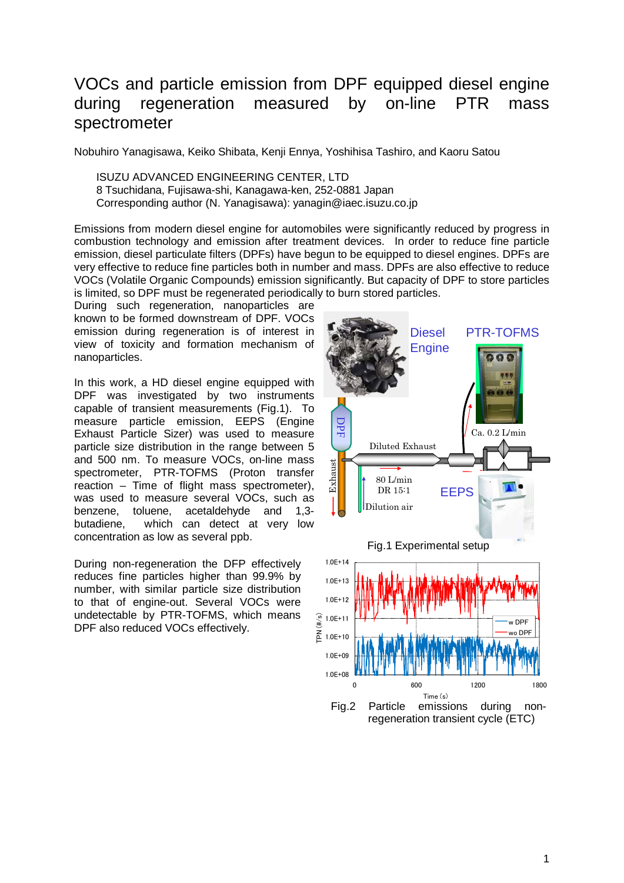# VOCs and particle emission from DPF equipped diesel engine during regeneration measured by on-line PTR mass spectrometer

Nobuhiro Yanagisawa, Keiko Shibata, Kenji Ennya, Yoshihisa Tashiro, and Kaoru Satou

ISUZU ADVANCED ENGINEERING CENTER, LTD
8 Tsuchidana, Fujisawa-shi, Kanagawa-ken, 252-0881 Japan
Corresponding author (N. Yanagisawa): yanagin@iaec.isuzu.co.jp

Emissions from modern diesel engine for automobiles were significantly reduced by progress in combustion technology and emission after treatment devices. In order to reduce fine particle emission, diesel particulate filters (DPFs) have begun to be equipped to diesel engines. DPFs are very effective to reduce fine particles both in number and mass. DPFs are also effective to reduce VOCs (Volatile Organic Compounds) emission significantly. But capacity of DPF to store particles is limited, so DPF must be regenerated periodically to burn stored particles.

During such regeneration, nanoparticles are known to be formed downstream of DPF. VOCs emission during regeneration is of interest in view of toxicity and formation mechanism of nanoparticles.

In this work, a HD diesel engine equipped with DPF was investigated by two instruments capable of transient measurements (Fig.1). To measure particle emission, EEPS (Engine Exhaust Particle Sizer) was used to measure particle size distribution in the range between 5 and 500 nm. To measure VOCs, on-line mass spectrometer, PTR-TOFMS (Proton transfer reaction – Time of flight mass spectrometer), was used to measure several VOCs, such as benzene, toluene, acetaldehyde and 1,3-butadiene, which can detect at very low concentration as low as several ppb.

During non-regeneration the DFP effectively reduces fine particles higher than 99.9% by number, with similar particle size distribution to that of engine-out. Several VOCs were undetectable by PTR-TOFMS, which means DPF also reduced VOCs effectively.

Fig.1 Experimental setup

Fig.2 Particle emissions during non-regeneration transient cycle (ETC)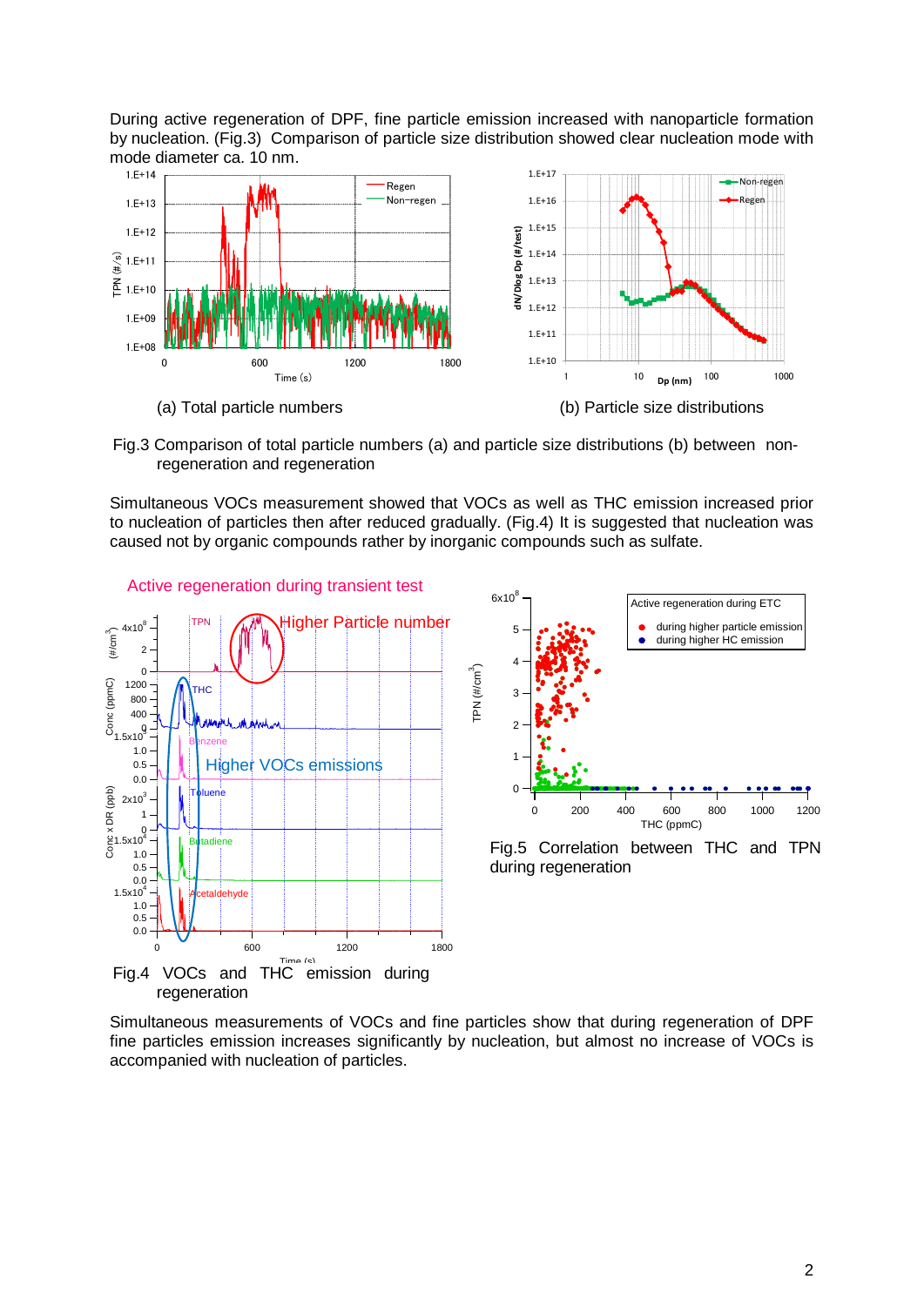During active regeneration of DPF, fine particle emission increased with nanoparticle formation by nucleation. (Fig.3) Comparison of particle size distribution showed clear nucleation mode with mode diameter ca. 10 nm.

(a) Total particle numbers

(b) Particle size distributions

Fig.3 Comparison of total particle numbers (a) and particle size distributions (b) between non-regeneration and regeneration

Simultaneous VOCs measurement showed that VOCs as well as THC emission increased prior to nucleation of particles then after reduced gradually. (Fig.4) It is suggested that nucleation was caused not by organic compounds rather by inorganic compounds such as sulfate.

Fig.4 VOCs and THC emission during regeneration

Fig.5 Correlation between THC and TPN during regeneration

Simultaneous measurements of VOCs and fine particles show that during regeneration of DPF fine particles emission increases significantly by nucleation, but almost no increase of VOCs is accompanied with nucleation of particles.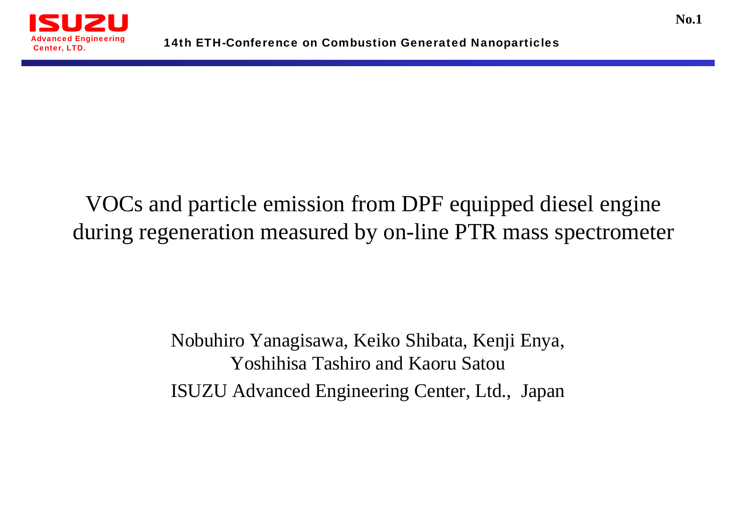# VOCs and particle emission from DPF equipped diesel engine during regeneration measured by on-line PTR mass spectrometer

Nobuhiro Yanagisawa, Keiko Shibata, Kenji Enya, Yoshihisa Tashiro and Kaoru Satou

ISUZU Advanced Engineering Center, Ltd., Japan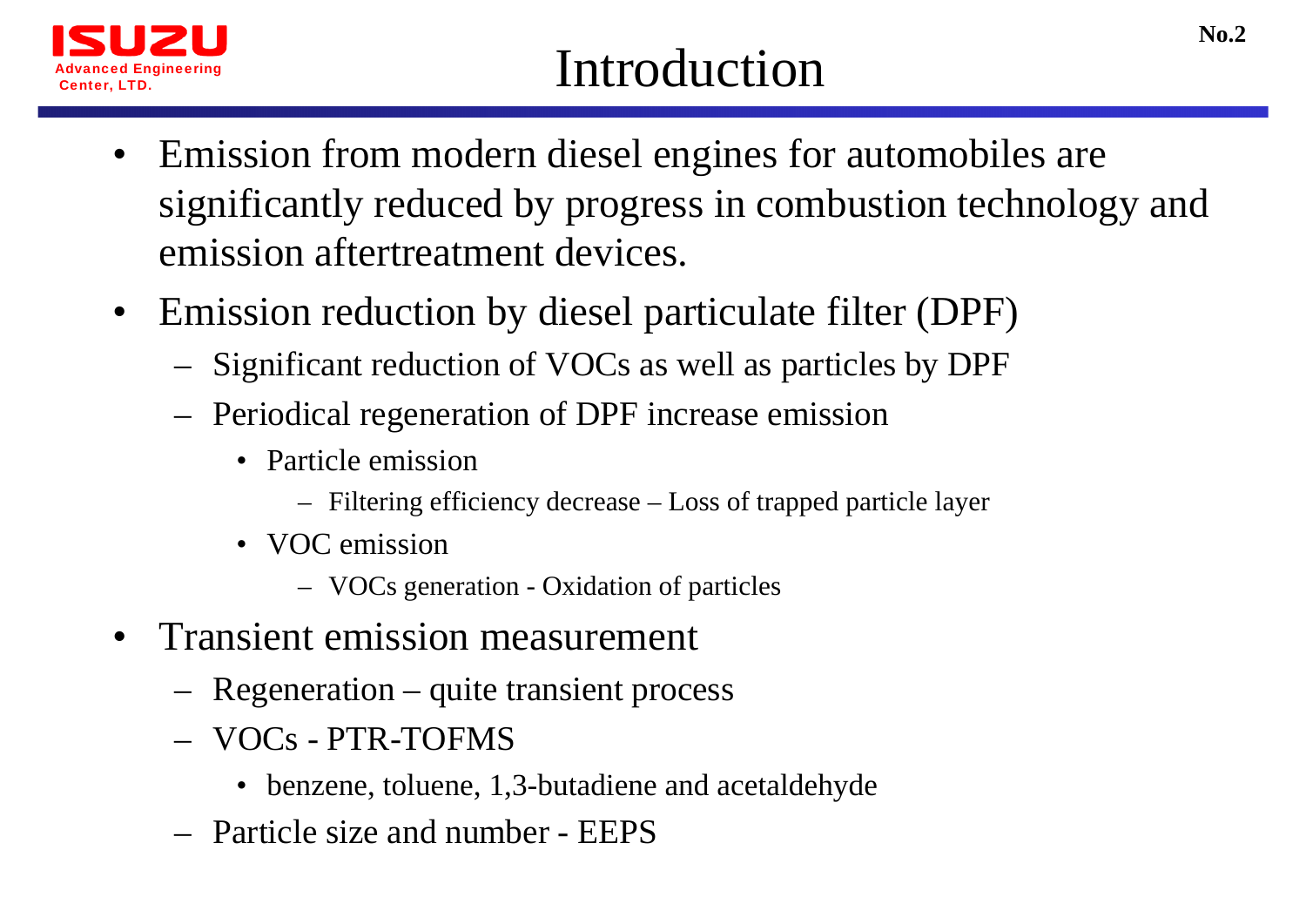# Introduction

- Emission from modern diesel engines for automobiles are significantly reduced by progress in combustion technology and emission aftertreatment devices.
- Emission reduction by diesel particulate filter (DPF)
  - Significant reduction of VOCs as well as particles by DPF
  - Periodical regeneration of DPF increase emission
    - Particle emission
      - Filtering efficiency decrease – Loss of trapped particle layer
    - VOC emission
      - VOCs generation - Oxidation of particles
- Transient emission measurement
  - Regeneration – quite transient process
  - VOCs - PTR-TOFMS
    - benzene, toluene, 1,3-butadiene and acetaldehyde
  - Particle size and number - EEPS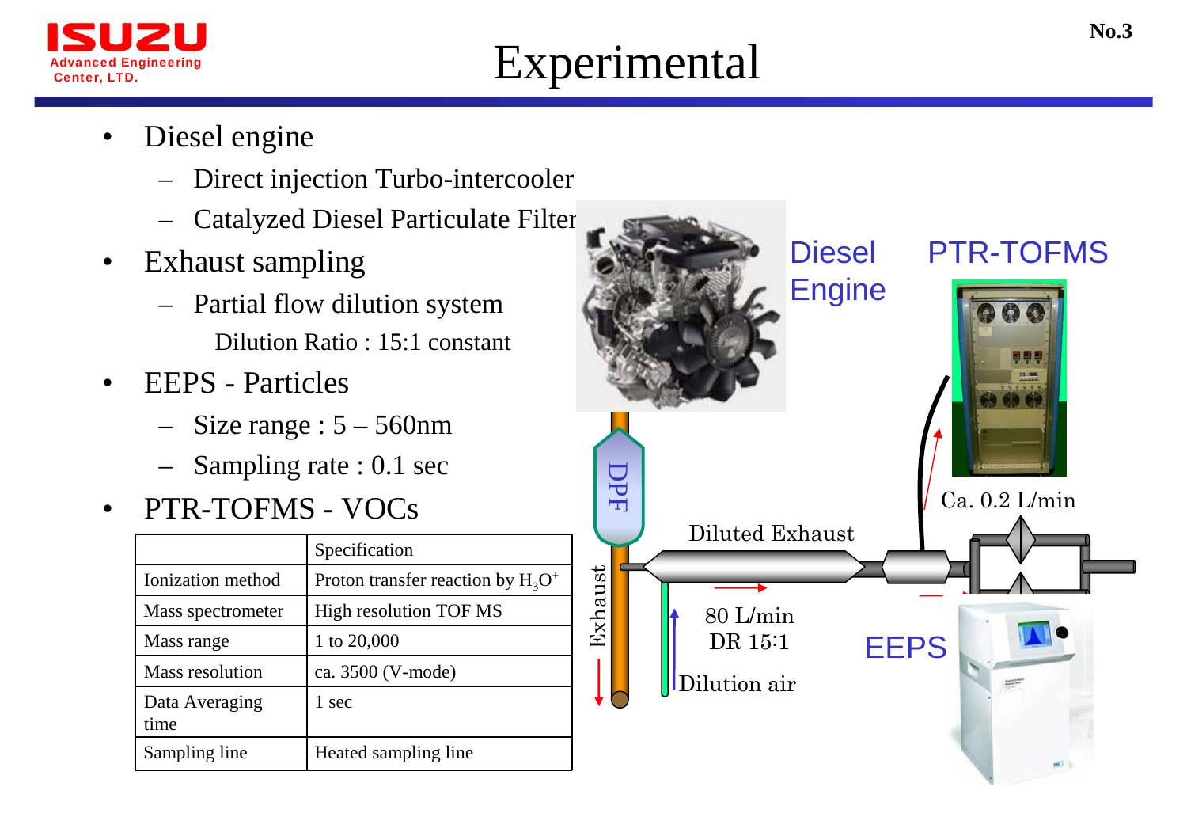# Experimental

- Diesel engine
  - Direct injection Turbo-intercooler
  - Catalyzed Diesel Particulate Filter
- Exhaust sampling
  - Partial flow dilution system
    
    Dilution Ratio : 15:1 constant
- EEPS - Particles
  - Size range : 5 – 560nm
  - Sampling rate : 0.1 sec
- PTR-TOFMS - VOCs

| | Specification |
|---|---|
| Ionization method | Proton transfer reaction by $H_3O^+$ |
| Mass spectrometer | High resolution TOF MS |
| Mass range | 1 to 20,000 |
| Mass resolution | ca. 3500 (V-mode) |
| Data Averaging time | 1 sec |
| Sampling line | Heated sampling line |

Diesel Engine

PTR-TOFMS

DPF

Exhaust

Diluted Exhaust

Ca. 0.2 L/min

80 L/min

DR 15:1

Dilution air

EEPS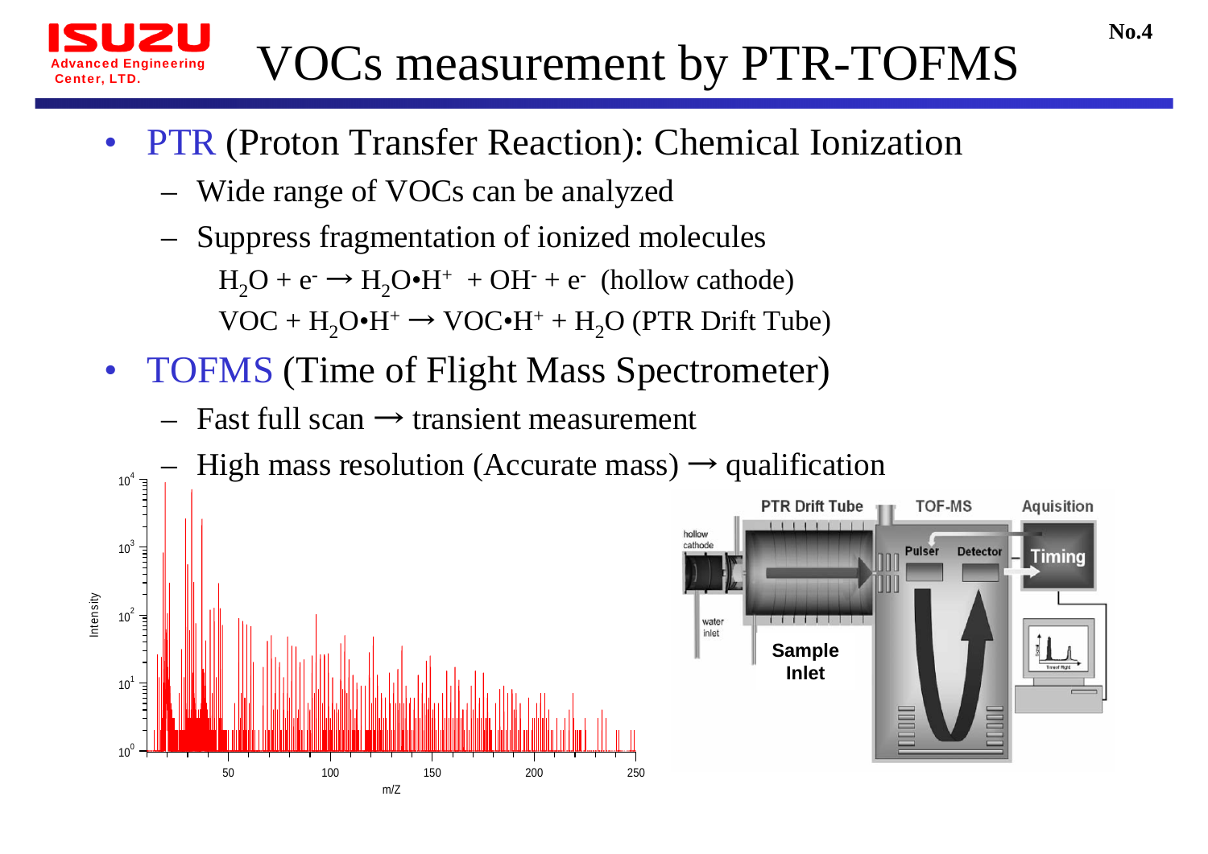# VOCs measurement by PTR-TOFMS

- PTR (Proton Transfer Reaction): Chemical Ionization
  - Wide range of VOCs can be analyzed
  - Suppress fragmentation of ionized molecules

    $H_2O + e^- \rightarrow H_2O{\bullet}H^+ + OH^- + e^-$ (hollow cathode)

    $VOC + H_2O{\bullet}H^+ \rightarrow VOC{\bullet}H^+ + H_2O$ (PTR Drift Tube)
- TOFMS (Time of Flight Mass Spectrometer)
  - Fast full scan → transient measurement
  - High mass resolution (Accurate mass) → qualification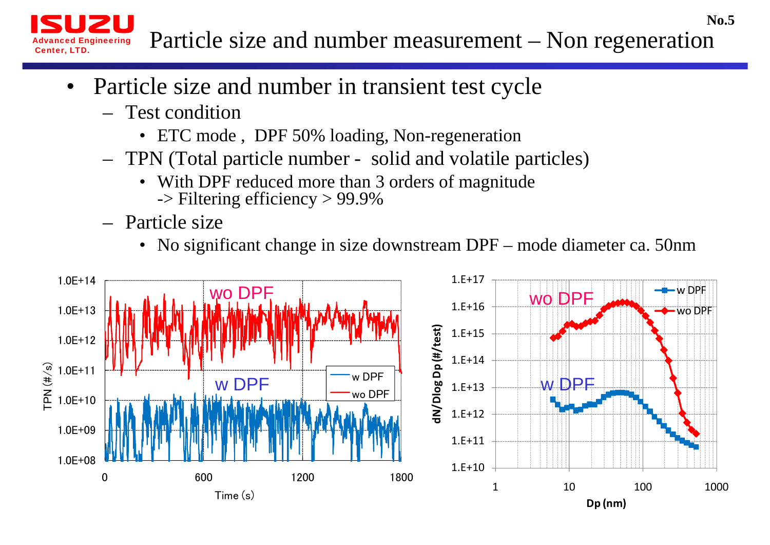# Particle size and number measurement – Non regeneration

- Particle size and number in transient test cycle
  - Test condition
    - ETC mode , DPF 50% loading, Non-regeneration
  - TPN (Total particle number - solid and volatile particles)
    - With DPF reduced more than 3 orders of magnitude
      -> Filtering efficiency > 99.9%
  - Particle size
    - No significant change in size downstream DPF – mode diameter ca. 50nm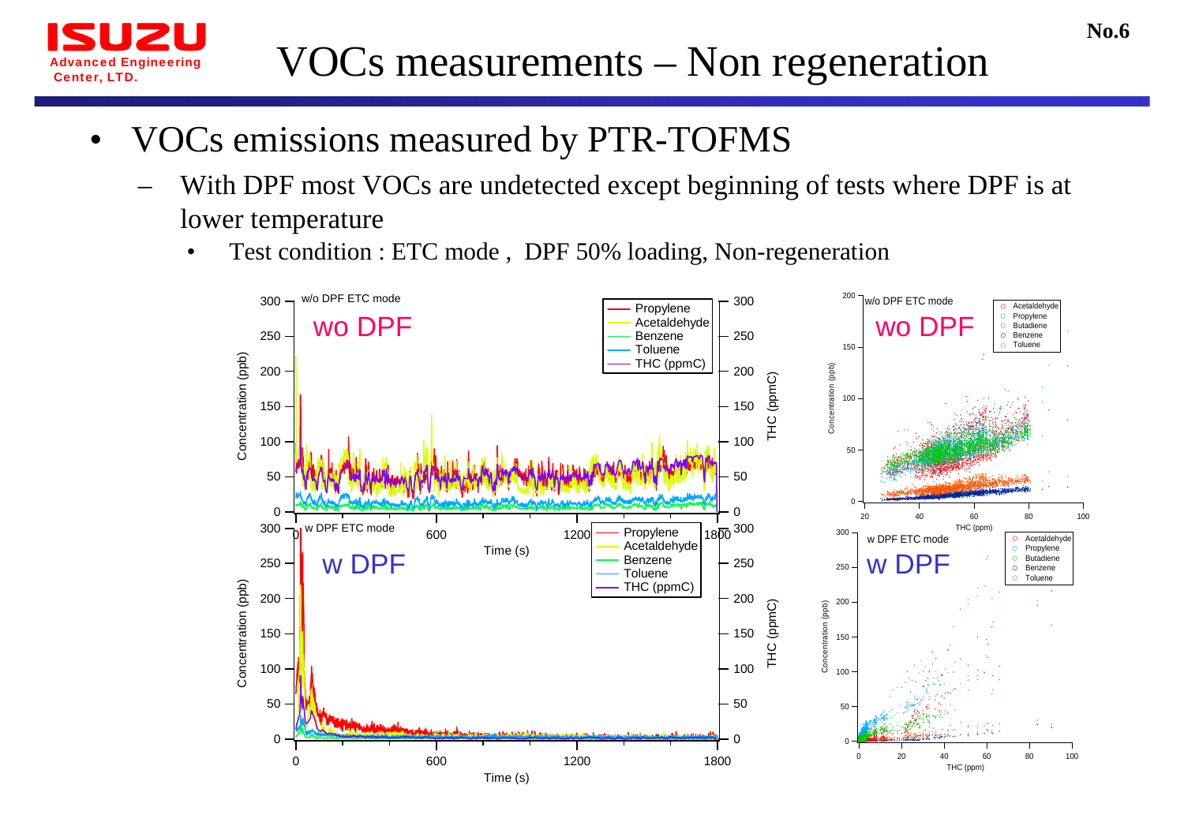# VOCs measurements – Non regeneration

- VOCs emissions measured by PTR-TOFMS
  - With DPF most VOCs are undetected except beginning of tests where DPF is at lower temperature
    - Test condition : ETC mode , DPF 50% loading, Non-regeneration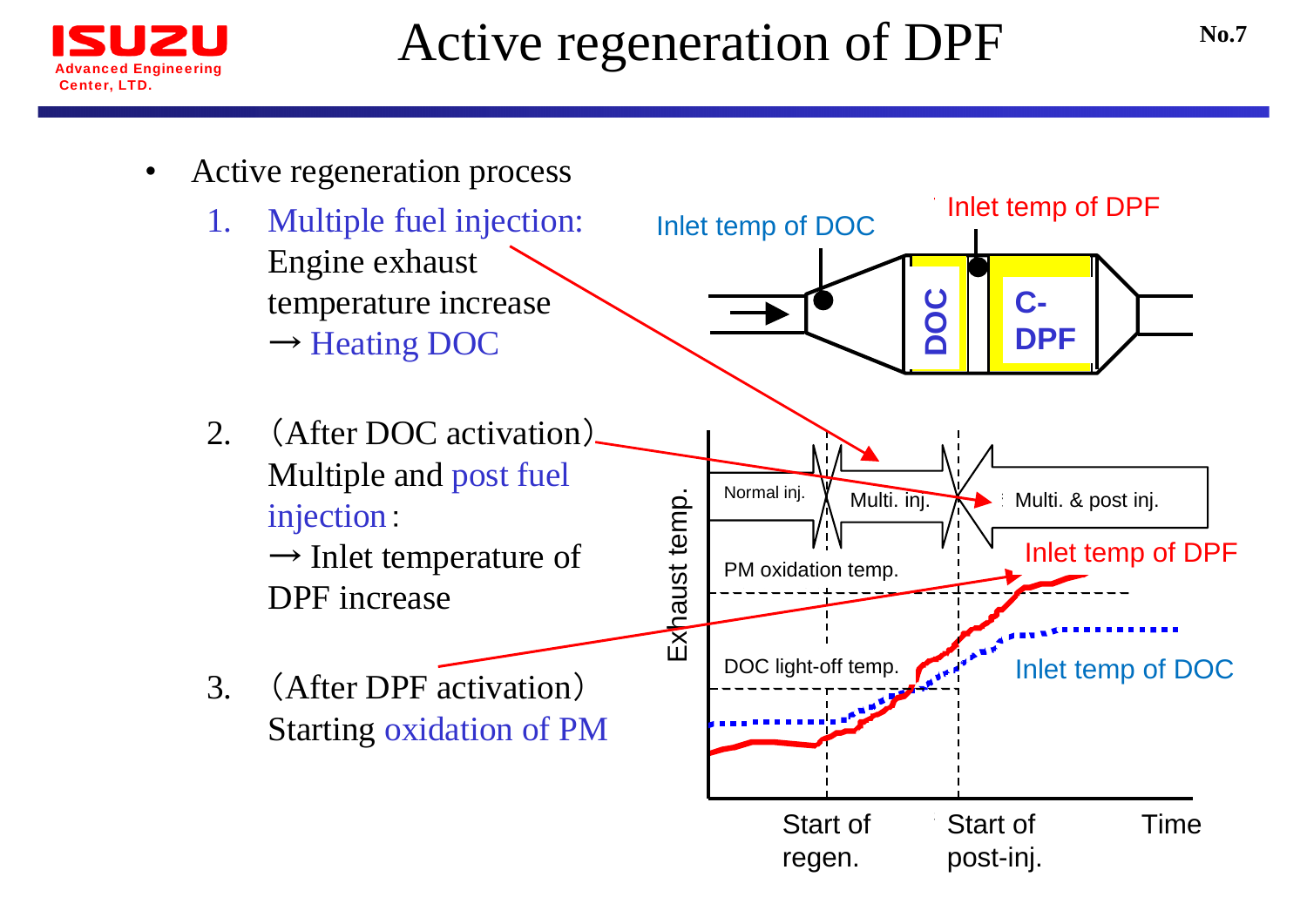# Active regeneration of DPF

- Active regeneration process
  1. Multiple fuel injection: Engine exhaust temperature increase → Heating DOC
  2. （After DOC activation） Multiple and post fuel injection : → Inlet temperature of DPF increase
  3. （After DPF activation） Starting oxidation of PM

Inlet temp of DOC

Inlet temp of DPF

DOC

C-DPF

Normal inj. | Multi. inj. | Multi. & post inj.

Exhaust temp.

PM oxidation temp.

DOC light-off temp.

Inlet temp of DPF

Inlet temp of DOC

Start of regen.

Start of post-inj.

Time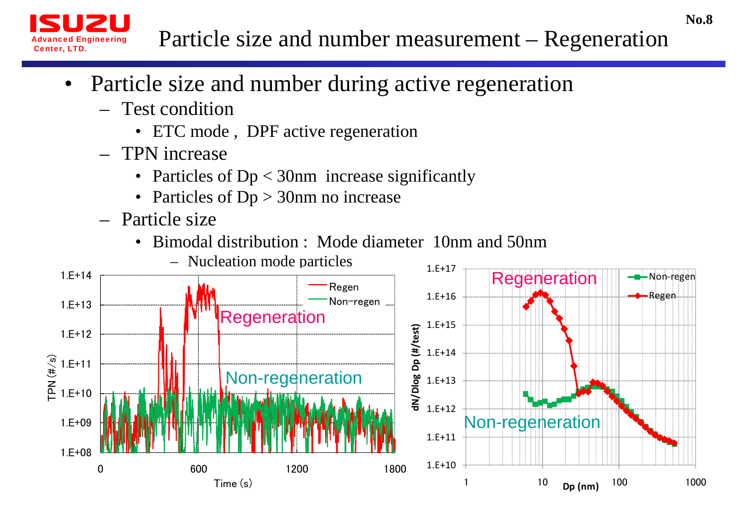# Particle size and number measurement – Regeneration

- Particle size and number during active regeneration
  - Test condition
    - ETC mode ,  DPF active regeneration
  - TPN increase
    - Particles of Dp < 30nm  increase significantly
    - Particles of Dp > 30nm no increase
  - Particle size
    - Bimodal distribution :  Mode diameter  10nm and 50nm
      - Nucleation mode particles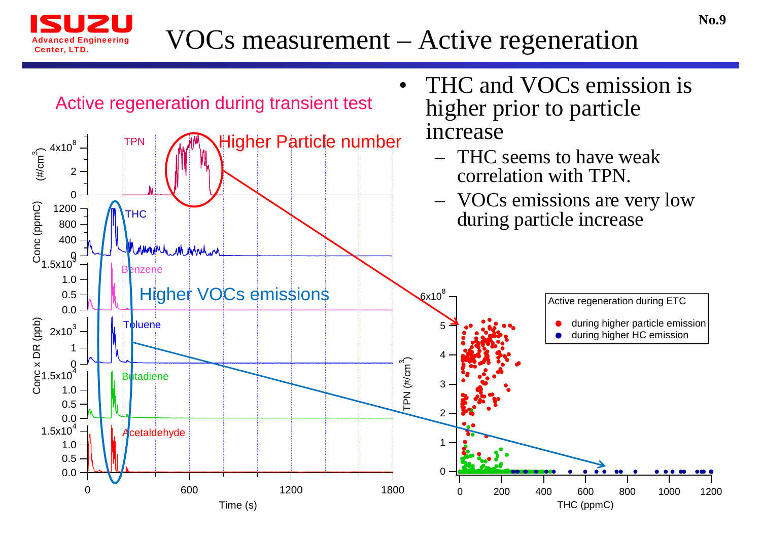# VOCs measurement – Active regeneration

Active regeneration during transient test

Higher Particle number

Higher VOCs emissions

- THC and VOCs emission is higher prior to particle increase
  - THC seems to have weak correlation with TPN.
  - VOCs emissions are very low during particle increase

Active regeneration during ETC

- during higher particle emission
- during higher HC emission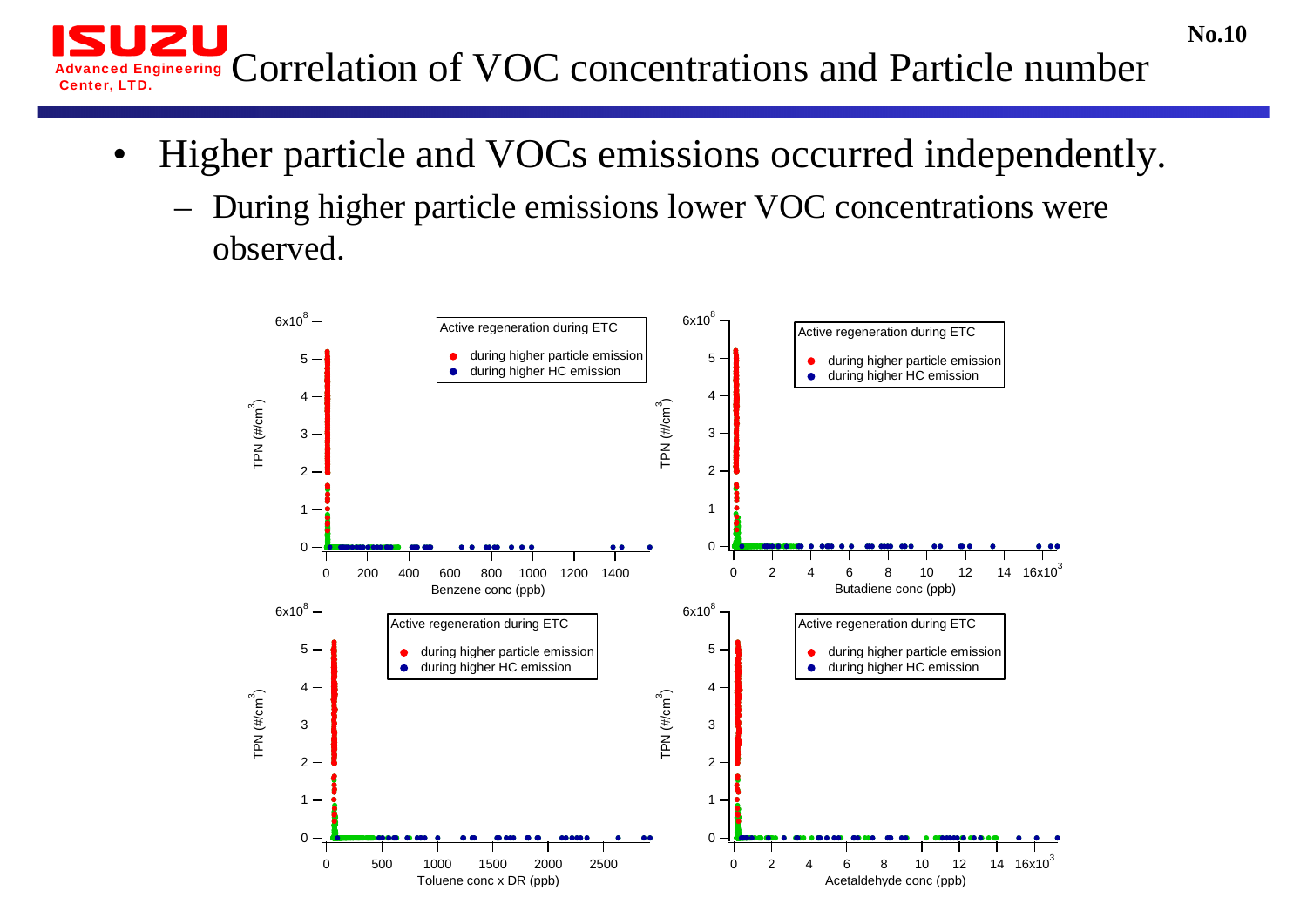# Correlation of VOC concentrations and Particle number

- Higher particle and VOCs emissions occurred independently.
  - During higher particle emissions lower VOC concentrations were observed.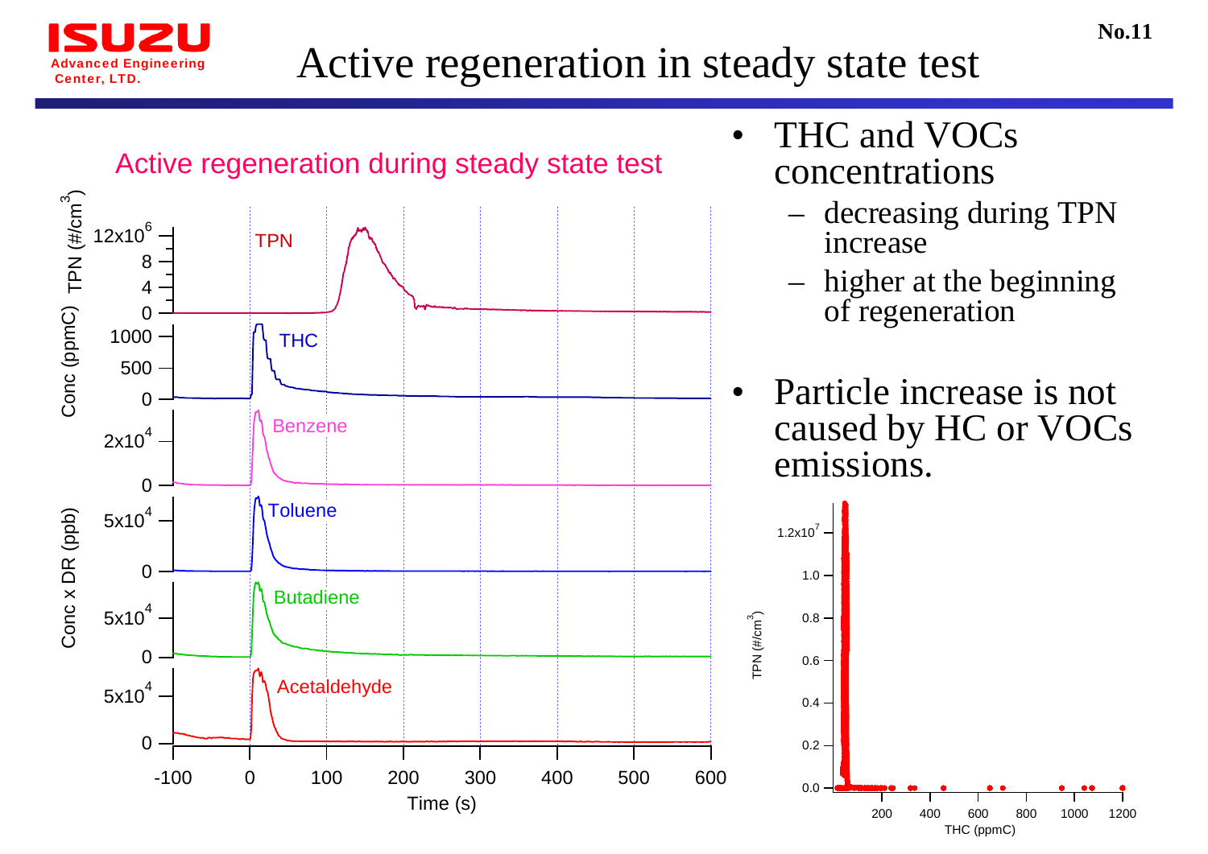# Active regeneration in steady state test

Active regeneration during steady state test

- THC and VOCs concentrations
  - decreasing during TPN increase
  - higher at the beginning of regeneration
- Particle increase is not caused by HC or VOCs emissions.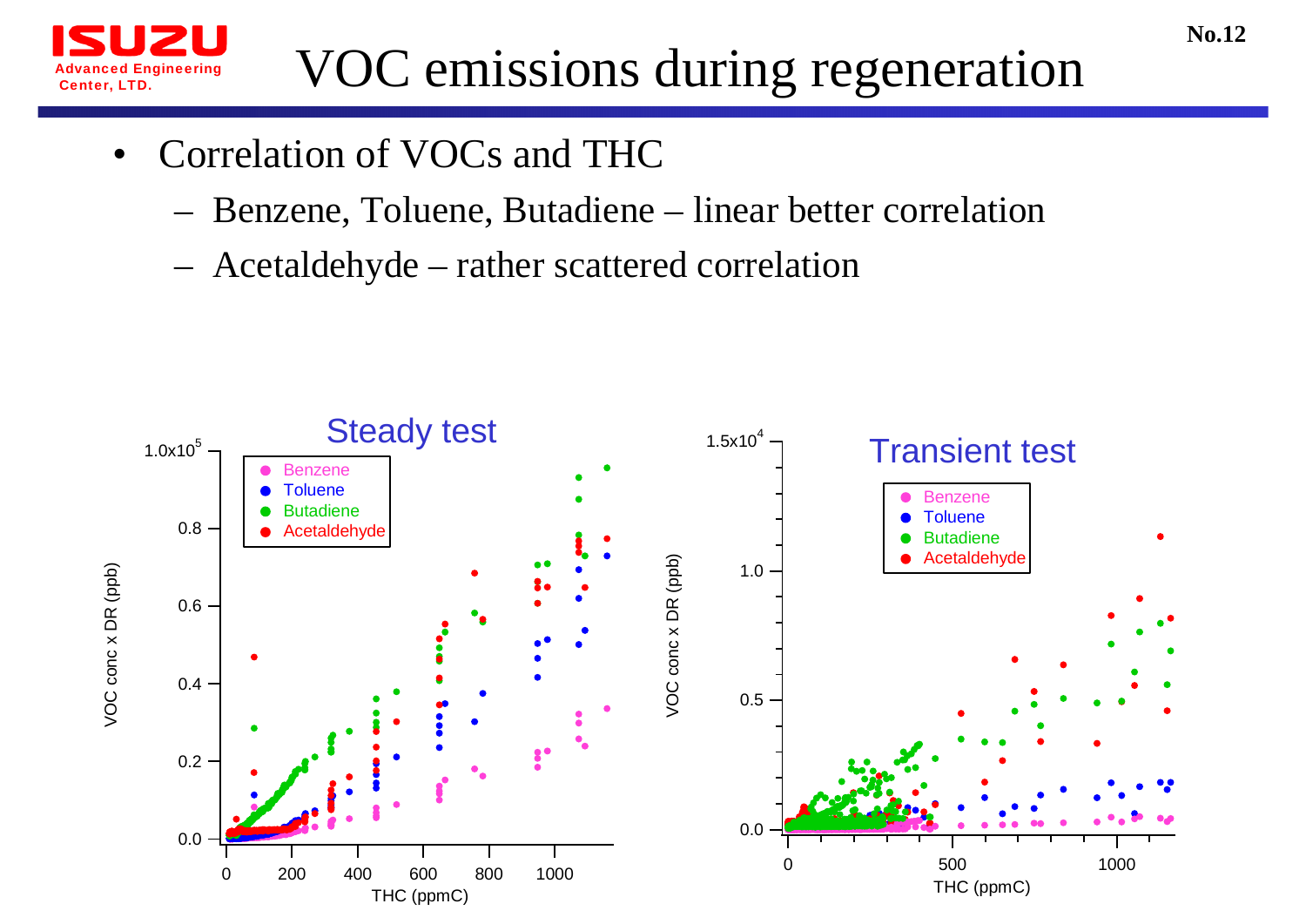# VOC emissions during regeneration

- Correlation of VOCs and THC
  - Benzene, Toluene, Butadiene – linear better correlation
  - Acetaldehyde – rather scattered correlation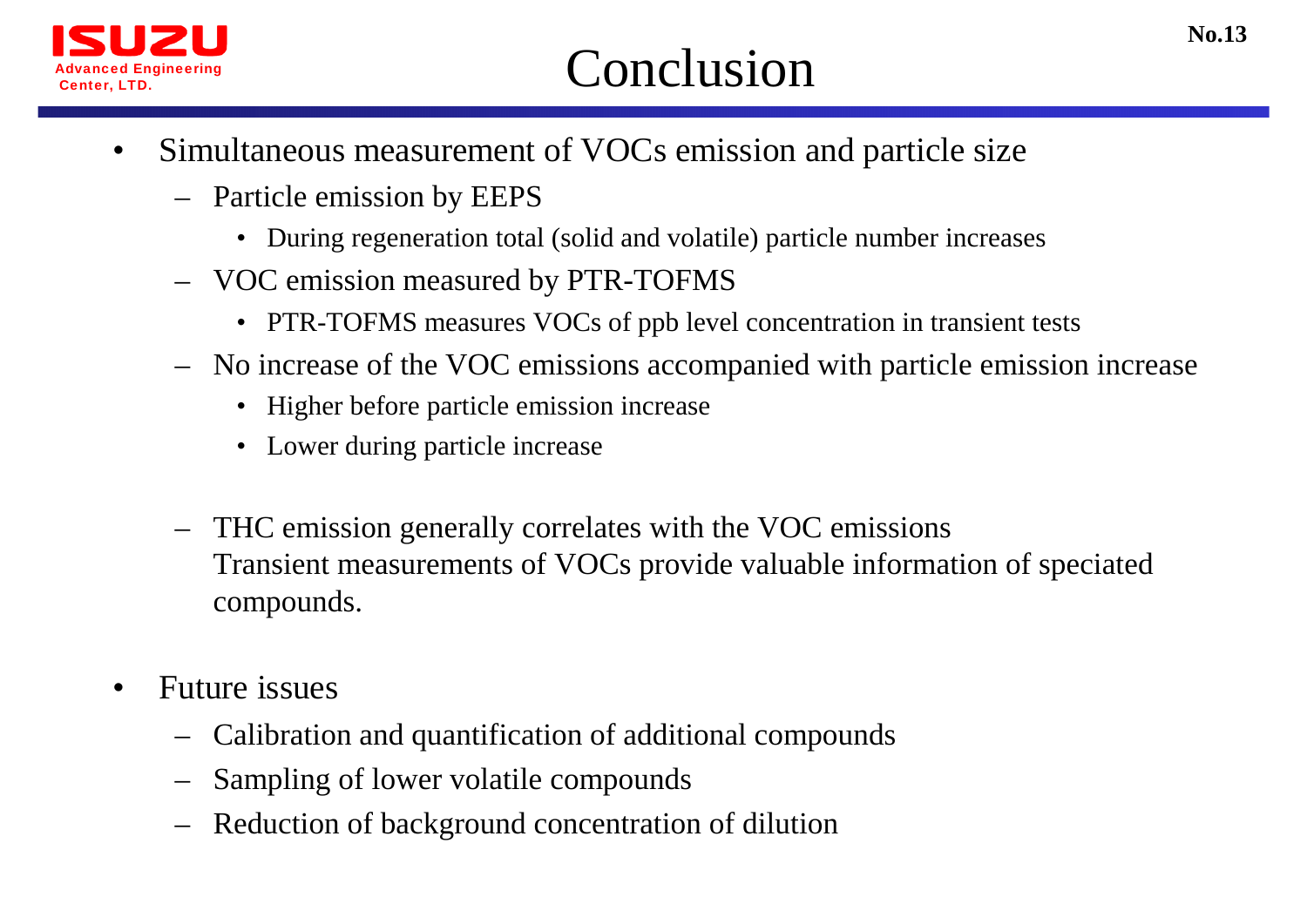# Conclusion

- Simultaneous measurement of VOCs emission and particle size
  - Particle emission by EEPS
    - During regeneration total (solid and volatile) particle number increases
  - VOC emission measured by PTR-TOFMS
    - PTR-TOFMS measures VOCs of ppb level concentration in transient tests
  - No increase of the VOC emissions accompanied with particle emission increase
    - Higher before particle emission increase
    - Lower during particle increase
  - THC emission generally correlates with the VOC emissions
    Transient measurements of VOCs provide valuable information of speciated compounds.

- Future issues
  - Calibration and quantification of additional compounds
  - Sampling of lower volatile compounds
  - Reduction of background concentration of dilution